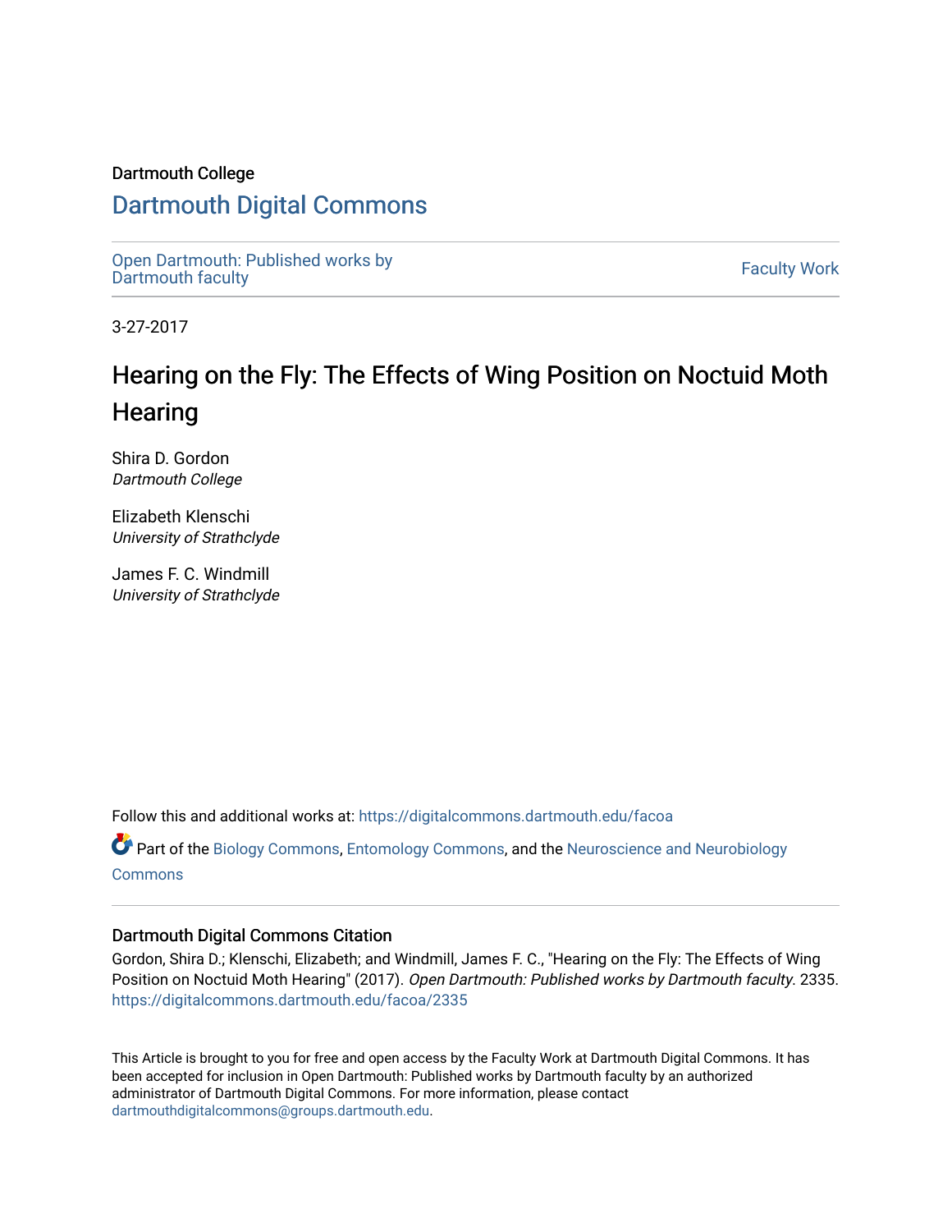Dartmouth College

# Dartmouth Digital Commons

Open Dartmouth: Published works by Dartmouth faculty

Faculty Work

3-27-2017

# Hearing on the Fly: The Effects of Wing Position on Noctuid Moth Hearing

Shira D. Gordon
*Dartmouth College*

Elizabeth Klenschi
*University of Strathclyde*

James F. C. Windmill
*University of Strathclyde*

Follow this and additional works at: https://digitalcommons.dartmouth.edu/facoa

Part of the Biology Commons, Entomology Commons, and the Neuroscience and Neurobiology Commons

## Dartmouth Digital Commons Citation

Gordon, Shira D.; Klenschi, Elizabeth; and Windmill, James F. C., "Hearing on the Fly: The Effects of Wing Position on Noctuid Moth Hearing" (2017). *Open Dartmouth: Published works by Dartmouth faculty*. 2335.
https://digitalcommons.dartmouth.edu/facoa/2335

This Article is brought to you for free and open access by the Faculty Work at Dartmouth Digital Commons. It has been accepted for inclusion in Open Dartmouth: Published works by Dartmouth faculty by an authorized administrator of Dartmouth Digital Commons. For more information, please contact dartmouthdigitalcommons@groups.dartmouth.edu.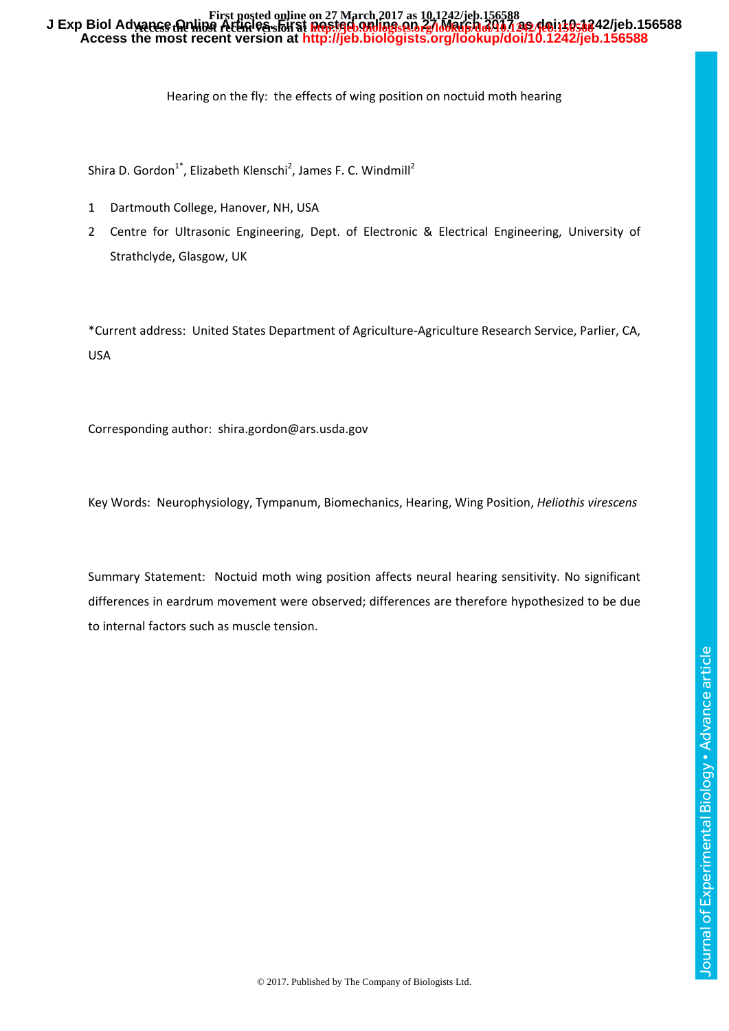Hearing on the fly: the effects of wing position on noctuid moth hearing

Shira D. Gordon[1*], Elizabeth Klenschi[2], James F. C. Windmill[2]

1 Dartmouth College, Hanover, NH, USA

2 Centre for Ultrasonic Engineering, Dept. of Electronic & Electrical Engineering, University of Strathclyde, Glasgow, UK

*Current address: United States Department of Agriculture-Agriculture Research Service, Parlier, CA, USA

Corresponding author: shira.gordon@ars.usda.gov

Key Words: Neurophysiology, Tympanum, Biomechanics, Hearing, Wing Position, *Heliothis virescens*

Summary Statement: Noctuid moth wing position affects neural hearing sensitivity. No significant differences in eardrum movement were observed; differences are therefore hypothesized to be due to internal factors such as muscle tension.

© 2017. Published by The Company of Biologists Ltd.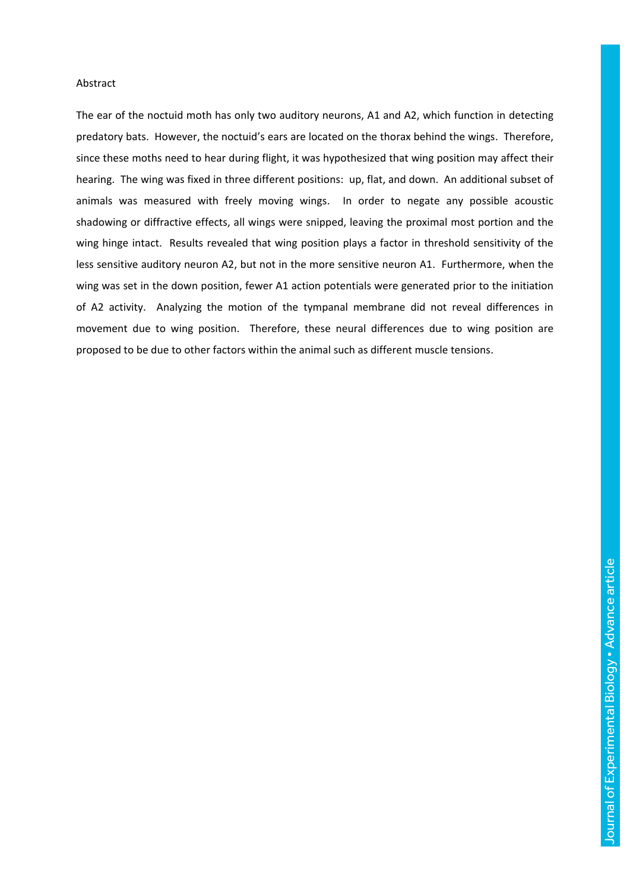## Abstract

The ear of the noctuid moth has only two auditory neurons, A1 and A2, which function in detecting predatory bats. However, the noctuid's ears are located on the thorax behind the wings. Therefore, since these moths need to hear during flight, it was hypothesized that wing position may affect their hearing. The wing was fixed in three different positions: up, flat, and down. An additional subset of animals was measured with freely moving wings. In order to negate any possible acoustic shadowing or diffractive effects, all wings were snipped, leaving the proximal most portion and the wing hinge intact. Results revealed that wing position plays a factor in threshold sensitivity of the less sensitive auditory neuron A2, but not in the more sensitive neuron A1. Furthermore, when the wing was set in the down position, fewer A1 action potentials were generated prior to the initiation of A2 activity. Analyzing the motion of the tympanal membrane did not reveal differences in movement due to wing position. Therefore, these neural differences due to wing position are proposed to be due to other factors within the animal such as different muscle tensions.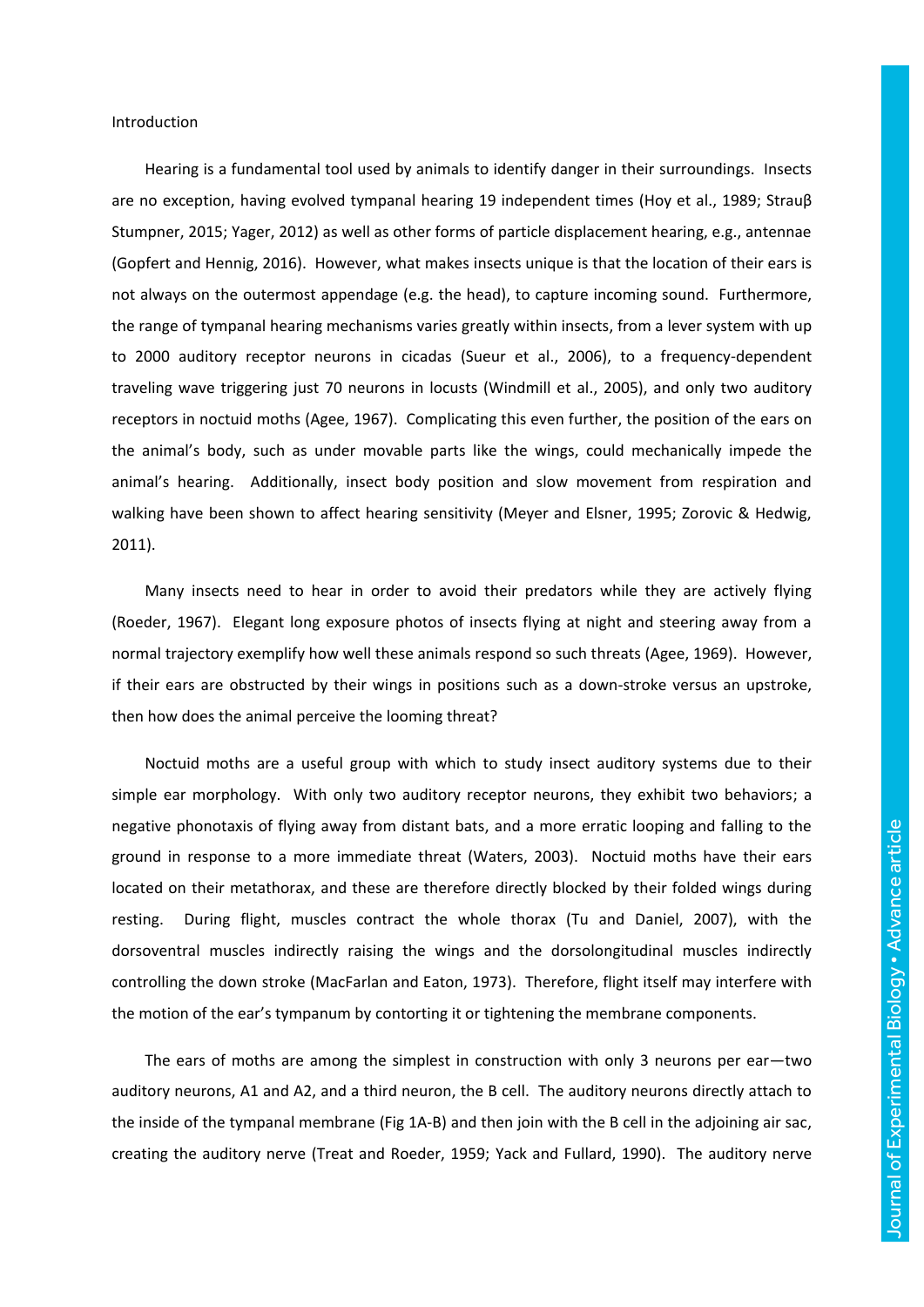## Introduction

Hearing is a fundamental tool used by animals to identify danger in their surroundings. Insects are no exception, having evolved tympanal hearing 19 independent times (Hoy et al., 1989; Strauβ Stumpner, 2015; Yager, 2012) as well as other forms of particle displacement hearing, e.g., antennae (Gopfert and Hennig, 2016). However, what makes insects unique is that the location of their ears is not always on the outermost appendage (e.g. the head), to capture incoming sound. Furthermore, the range of tympanal hearing mechanisms varies greatly within insects, from a lever system with up to 2000 auditory receptor neurons in cicadas (Sueur et al., 2006), to a frequency-dependent traveling wave triggering just 70 neurons in locusts (Windmill et al., 2005), and only two auditory receptors in noctuid moths (Agee, 1967). Complicating this even further, the position of the ears on the animal's body, such as under movable parts like the wings, could mechanically impede the animal's hearing. Additionally, insect body position and slow movement from respiration and walking have been shown to affect hearing sensitivity (Meyer and Elsner, 1995; Zorovic & Hedwig, 2011).

Many insects need to hear in order to avoid their predators while they are actively flying (Roeder, 1967). Elegant long exposure photos of insects flying at night and steering away from a normal trajectory exemplify how well these animals respond so such threats (Agee, 1969). However, if their ears are obstructed by their wings in positions such as a down-stroke versus an upstroke, then how does the animal perceive the looming threat?

Noctuid moths are a useful group with which to study insect auditory systems due to their simple ear morphology. With only two auditory receptor neurons, they exhibit two behaviors; a negative phonotaxis of flying away from distant bats, and a more erratic looping and falling to the ground in response to a more immediate threat (Waters, 2003). Noctuid moths have their ears located on their metathorax, and these are therefore directly blocked by their folded wings during resting. During flight, muscles contract the whole thorax (Tu and Daniel, 2007), with the dorsoventral muscles indirectly raising the wings and the dorsolongitudinal muscles indirectly controlling the down stroke (MacFarlan and Eaton, 1973). Therefore, flight itself may interfere with the motion of the ear's tympanum by contorting it or tightening the membrane components.

The ears of moths are among the simplest in construction with only 3 neurons per ear—two auditory neurons, A1 and A2, and a third neuron, the B cell. The auditory neurons directly attach to the inside of the tympanal membrane (Fig 1A-B) and then join with the B cell in the adjoining air sac, creating the auditory nerve (Treat and Roeder, 1959; Yack and Fullard, 1990). The auditory nerve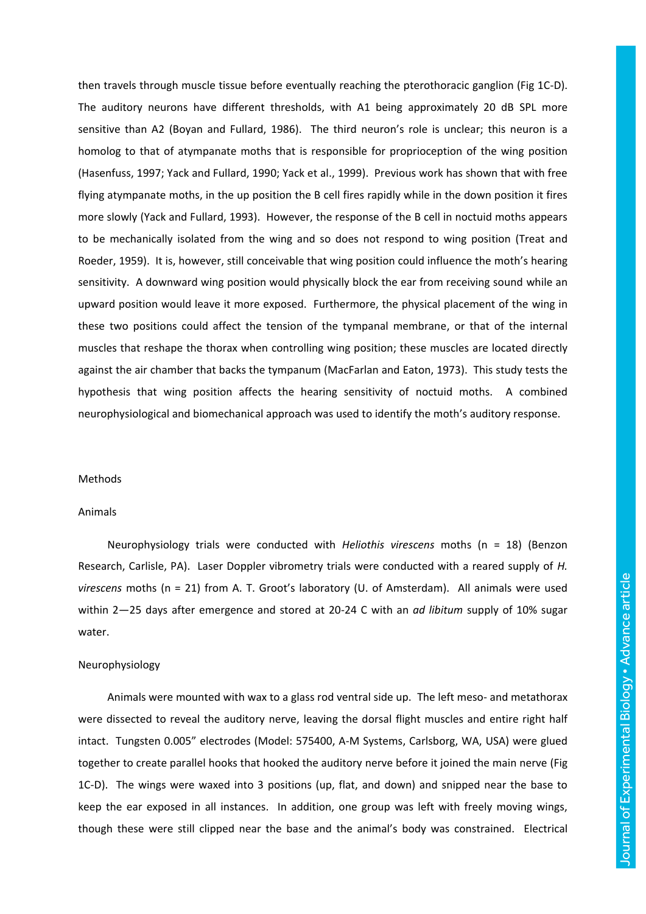then travels through muscle tissue before eventually reaching the pterothoracic ganglion (Fig 1C-D). The auditory neurons have different thresholds, with A1 being approximately 20 dB SPL more sensitive than A2 (Boyan and Fullard, 1986). The third neuron's role is unclear; this neuron is a homolog to that of atympanate moths that is responsible for proprioception of the wing position (Hasenfuss, 1997; Yack and Fullard, 1990; Yack et al., 1999). Previous work has shown that with free flying atympanate moths, in the up position the B cell fires rapidly while in the down position it fires more slowly (Yack and Fullard, 1993). However, the response of the B cell in noctuid moths appears to be mechanically isolated from the wing and so does not respond to wing position (Treat and Roeder, 1959). It is, however, still conceivable that wing position could influence the moth's hearing sensitivity. A downward wing position would physically block the ear from receiving sound while an upward position would leave it more exposed. Furthermore, the physical placement of the wing in these two positions could affect the tension of the tympanal membrane, or that of the internal muscles that reshape the thorax when controlling wing position; these muscles are located directly against the air chamber that backs the tympanum (MacFarlan and Eaton, 1973). This study tests the hypothesis that wing position affects the hearing sensitivity of noctuid moths. A combined neurophysiological and biomechanical approach was used to identify the moth's auditory response.

## Methods

### Animals

Neurophysiology trials were conducted with *Heliothis virescens* moths (n = 18) (Benzon Research, Carlisle, PA). Laser Doppler vibrometry trials were conducted with a reared supply of *H. virescens* moths (n = 21) from A. T. Groot's laboratory (U. of Amsterdam). All animals were used within 2—25 days after emergence and stored at 20-24 C with an *ad libitum* supply of 10% sugar water.

### Neurophysiology

Animals were mounted with wax to a glass rod ventral side up. The left meso- and metathorax were dissected to reveal the auditory nerve, leaving the dorsal flight muscles and entire right half intact. Tungsten 0.005" electrodes (Model: 575400, A-M Systems, Carlsborg, WA, USA) were glued together to create parallel hooks that hooked the auditory nerve before it joined the main nerve (Fig 1C-D). The wings were waxed into 3 positions (up, flat, and down) and snipped near the base to keep the ear exposed in all instances. In addition, one group was left with freely moving wings, though these were still clipped near the base and the animal's body was constrained. Electrical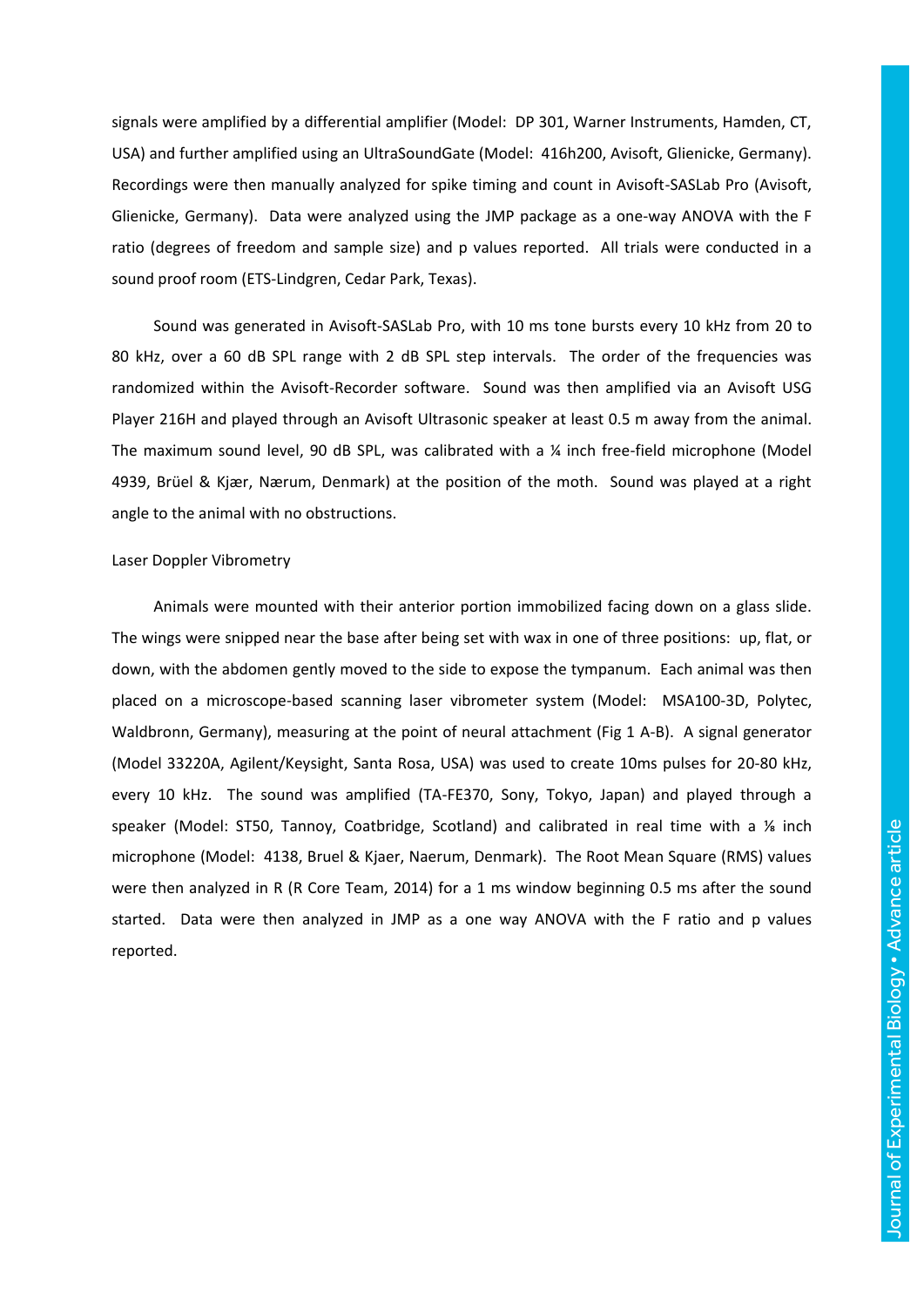signals were amplified by a differential amplifier (Model: DP 301, Warner Instruments, Hamden, CT, USA) and further amplified using an UltraSoundGate (Model: 416h200, Avisoft, Glienicke, Germany). Recordings were then manually analyzed for spike timing and count in Avisoft-SASLab Pro (Avisoft, Glienicke, Germany). Data were analyzed using the JMP package as a one-way ANOVA with the F ratio (degrees of freedom and sample size) and p values reported. All trials were conducted in a sound proof room (ETS-Lindgren, Cedar Park, Texas).

Sound was generated in Avisoft-SASLab Pro, with 10 ms tone bursts every 10 kHz from 20 to 80 kHz, over a 60 dB SPL range with 2 dB SPL step intervals. The order of the frequencies was randomized within the Avisoft-Recorder software. Sound was then amplified via an Avisoft USG Player 216H and played through an Avisoft Ultrasonic speaker at least 0.5 m away from the animal. The maximum sound level, 90 dB SPL, was calibrated with a ¼ inch free-field microphone (Model 4939, Brüel & Kjær, Nærum, Denmark) at the position of the moth. Sound was played at a right angle to the animal with no obstructions.

Laser Doppler Vibrometry

Animals were mounted with their anterior portion immobilized facing down on a glass slide. The wings were snipped near the base after being set with wax in one of three positions: up, flat, or down, with the abdomen gently moved to the side to expose the tympanum. Each animal was then placed on a microscope-based scanning laser vibrometer system (Model: MSA100-3D, Polytec, Waldbronn, Germany), measuring at the point of neural attachment (Fig 1 A-B). A signal generator (Model 33220A, Agilent/Keysight, Santa Rosa, USA) was used to create 10ms pulses for 20-80 kHz, every 10 kHz. The sound was amplified (TA-FE370, Sony, Tokyo, Japan) and played through a speaker (Model: ST50, Tannoy, Coatbridge, Scotland) and calibrated in real time with a ⅛ inch microphone (Model: 4138, Bruel & Kjaer, Naerum, Denmark). The Root Mean Square (RMS) values were then analyzed in R (R Core Team, 2014) for a 1 ms window beginning 0.5 ms after the sound started. Data were then analyzed in JMP as a one way ANOVA with the F ratio and p values reported.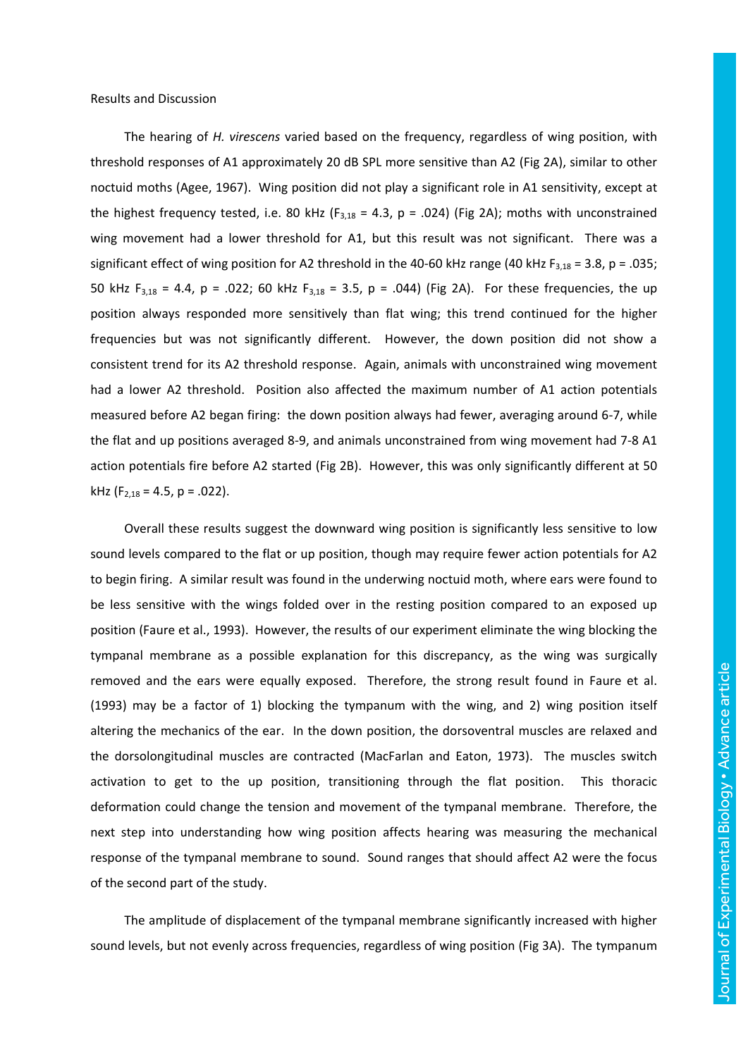Results and Discussion

The hearing of *H. virescens* varied based on the frequency, regardless of wing position, with threshold responses of A1 approximately 20 dB SPL more sensitive than A2 (Fig 2A), similar to other noctuid moths (Agee, 1967). Wing position did not play a significant role in A1 sensitivity, except at the highest frequency tested, i.e. 80 kHz ($F_{3,18}$ = 4.3, p = .024) (Fig 2A); moths with unconstrained wing movement had a lower threshold for A1, but this result was not significant. There was a significant effect of wing position for A2 threshold in the 40-60 kHz range (40 kHz $F_{3,18}$ = 3.8, p = .035; 50 kHz $F_{3,18}$ = 4.4, p = .022; 60 kHz $F_{3,18}$ = 3.5, p = .044) (Fig 2A). For these frequencies, the up position always responded more sensitively than flat wing; this trend continued for the higher frequencies but was not significantly different. However, the down position did not show a consistent trend for its A2 threshold response. Again, animals with unconstrained wing movement had a lower A2 threshold. Position also affected the maximum number of A1 action potentials measured before A2 began firing: the down position always had fewer, averaging around 6-7, while the flat and up positions averaged 8-9, and animals unconstrained from wing movement had 7-8 A1 action potentials fire before A2 started (Fig 2B). However, this was only significantly different at 50 kHz ($F_{2,18}$ = 4.5, p = .022).

Overall these results suggest the downward wing position is significantly less sensitive to low sound levels compared to the flat or up position, though may require fewer action potentials for A2 to begin firing. A similar result was found in the underwing noctuid moth, where ears were found to be less sensitive with the wings folded over in the resting position compared to an exposed up position (Faure et al., 1993). However, the results of our experiment eliminate the wing blocking the tympanal membrane as a possible explanation for this discrepancy, as the wing was surgically removed and the ears were equally exposed. Therefore, the strong result found in Faure et al. (1993) may be a factor of 1) blocking the tympanum with the wing, and 2) wing position itself altering the mechanics of the ear. In the down position, the dorsoventral muscles are relaxed and the dorsolongitudinal muscles are contracted (MacFarlan and Eaton, 1973). The muscles switch activation to get to the up position, transitioning through the flat position. This thoracic deformation could change the tension and movement of the tympanal membrane. Therefore, the next step into understanding how wing position affects hearing was measuring the mechanical response of the tympanal membrane to sound. Sound ranges that should affect A2 were the focus of the second part of the study.

The amplitude of displacement of the tympanal membrane significantly increased with higher sound levels, but not evenly across frequencies, regardless of wing position (Fig 3A). The tympanum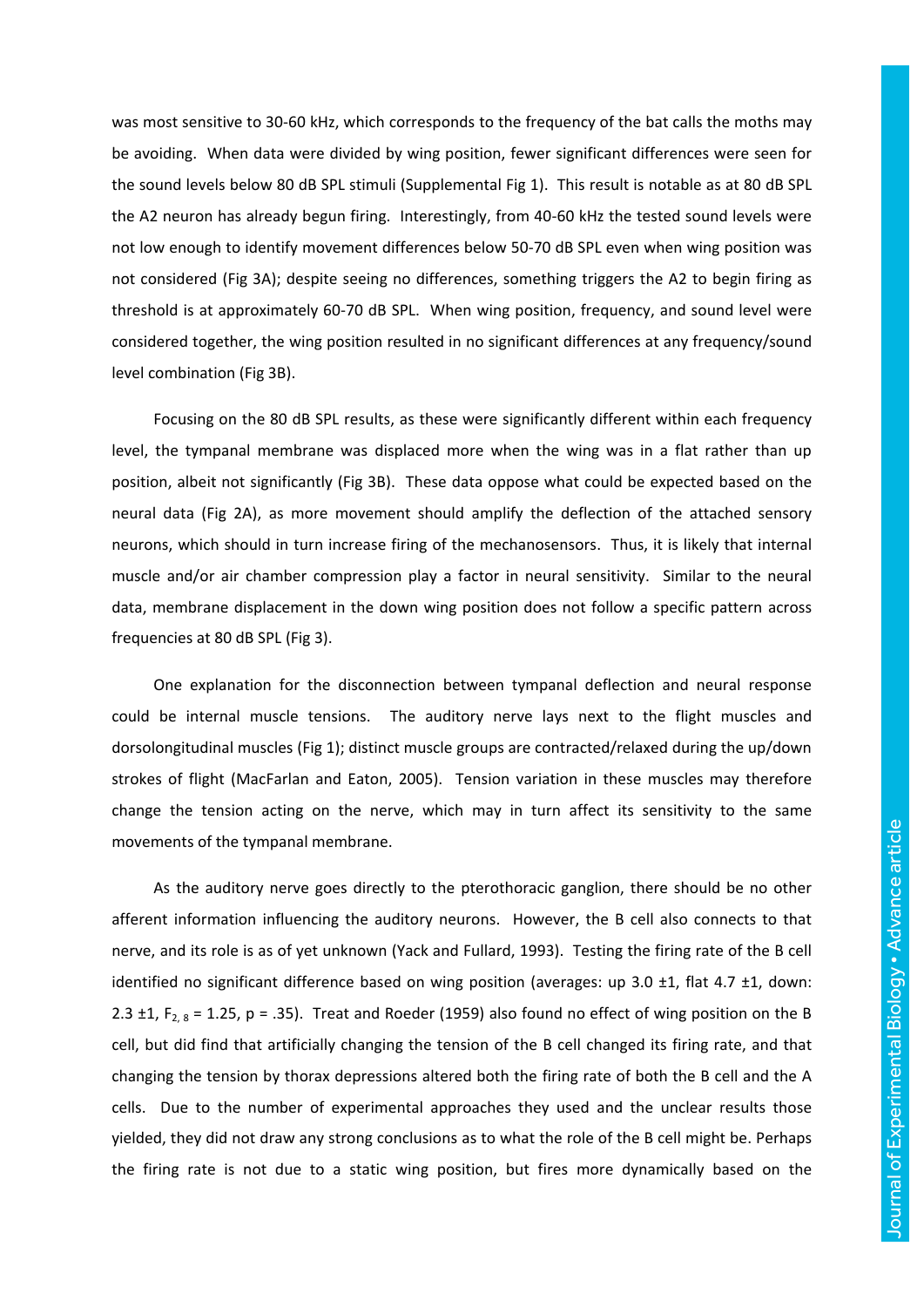was most sensitive to 30-60 kHz, which corresponds to the frequency of the bat calls the moths may be avoiding. When data were divided by wing position, fewer significant differences were seen for the sound levels below 80 dB SPL stimuli (Supplemental Fig 1). This result is notable as at 80 dB SPL the A2 neuron has already begun firing. Interestingly, from 40-60 kHz the tested sound levels were not low enough to identify movement differences below 50-70 dB SPL even when wing position was not considered (Fig 3A); despite seeing no differences, something triggers the A2 to begin firing as threshold is at approximately 60-70 dB SPL. When wing position, frequency, and sound level were considered together, the wing position resulted in no significant differences at any frequency/sound level combination (Fig 3B).

Focusing on the 80 dB SPL results, as these were significantly different within each frequency level, the tympanal membrane was displaced more when the wing was in a flat rather than up position, albeit not significantly (Fig 3B). These data oppose what could be expected based on the neural data (Fig 2A), as more movement should amplify the deflection of the attached sensory neurons, which should in turn increase firing of the mechanosensors. Thus, it is likely that internal muscle and/or air chamber compression play a factor in neural sensitivity. Similar to the neural data, membrane displacement in the down wing position does not follow a specific pattern across frequencies at 80 dB SPL (Fig 3).

One explanation for the disconnection between tympanal deflection and neural response could be internal muscle tensions. The auditory nerve lays next to the flight muscles and dorsolongitudinal muscles (Fig 1); distinct muscle groups are contracted/relaxed during the up/down strokes of flight (MacFarlan and Eaton, 2005). Tension variation in these muscles may therefore change the tension acting on the nerve, which may in turn affect its sensitivity to the same movements of the tympanal membrane.

As the auditory nerve goes directly to the pterothoracic ganglion, there should be no other afferent information influencing the auditory neurons. However, the B cell also connects to that nerve, and its role is as of yet unknown (Yack and Fullard, 1993). Testing the firing rate of the B cell identified no significant difference based on wing position (averages: up 3.0 ±1, flat 4.7 ±1, down: 2.3 ±1, $F_{2,8} = 1.25$, $p = .35$). Treat and Roeder (1959) also found no effect of wing position on the B cell, but did find that artificially changing the tension of the B cell changed its firing rate, and that changing the tension by thorax depressions altered both the firing rate of both the B cell and the A cells. Due to the number of experimental approaches they used and the unclear results those yielded, they did not draw any strong conclusions as to what the role of the B cell might be. Perhaps the firing rate is not due to a static wing position, but fires more dynamically based on the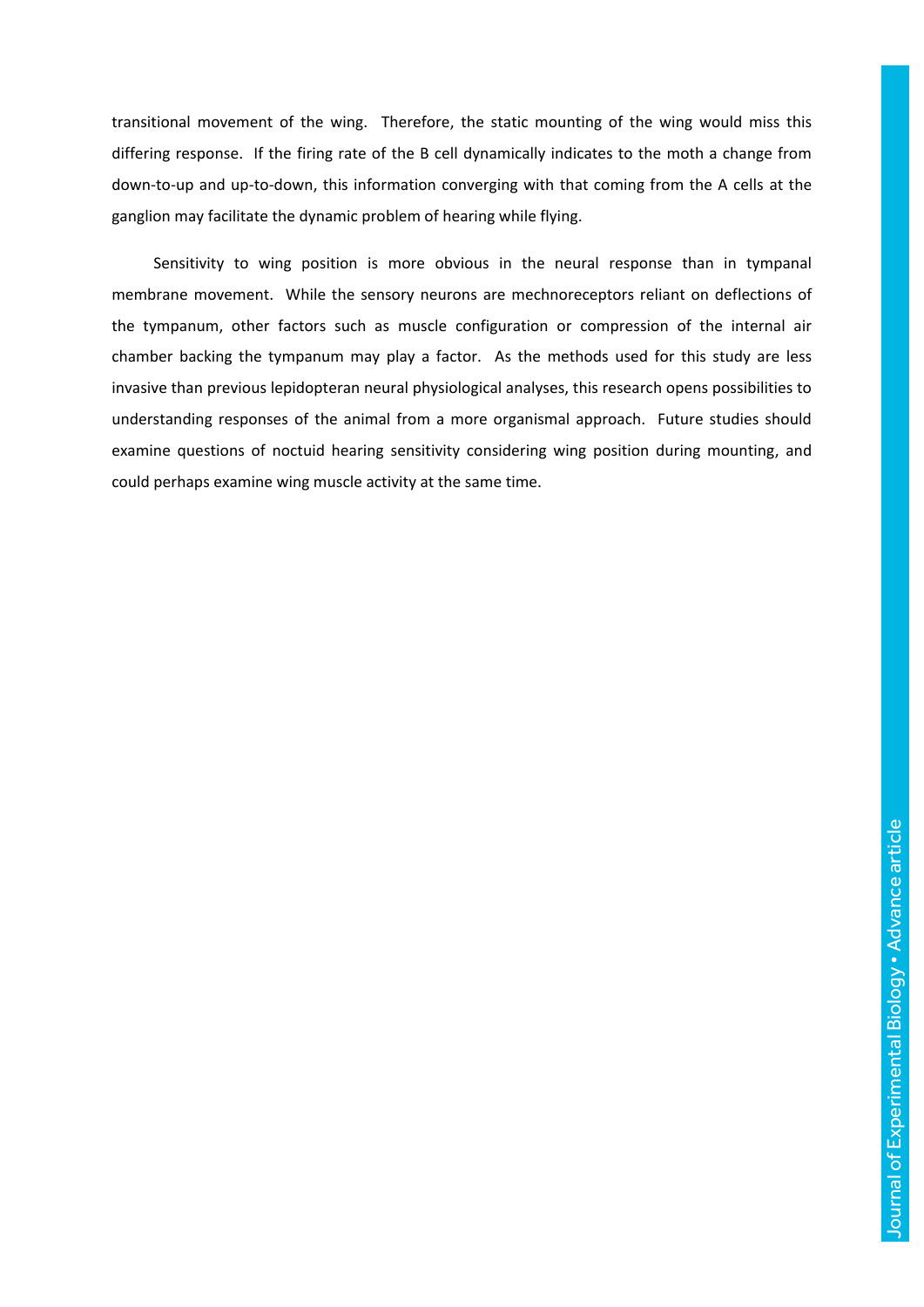transitional movement of the wing. Therefore, the static mounting of the wing would miss this differing response. If the firing rate of the B cell dynamically indicates to the moth a change from down-to-up and up-to-down, this information converging with that coming from the A cells at the ganglion may facilitate the dynamic problem of hearing while flying.

Sensitivity to wing position is more obvious in the neural response than in tympanal membrane movement. While the sensory neurons are mechnoreceptors reliant on deflections of the tympanum, other factors such as muscle configuration or compression of the internal air chamber backing the tympanum may play a factor. As the methods used for this study are less invasive than previous lepidopteran neural physiological analyses, this research opens possibilities to understanding responses of the animal from a more organismal approach. Future studies should examine questions of noctuid hearing sensitivity considering wing position during mounting, and could perhaps examine wing muscle activity at the same time.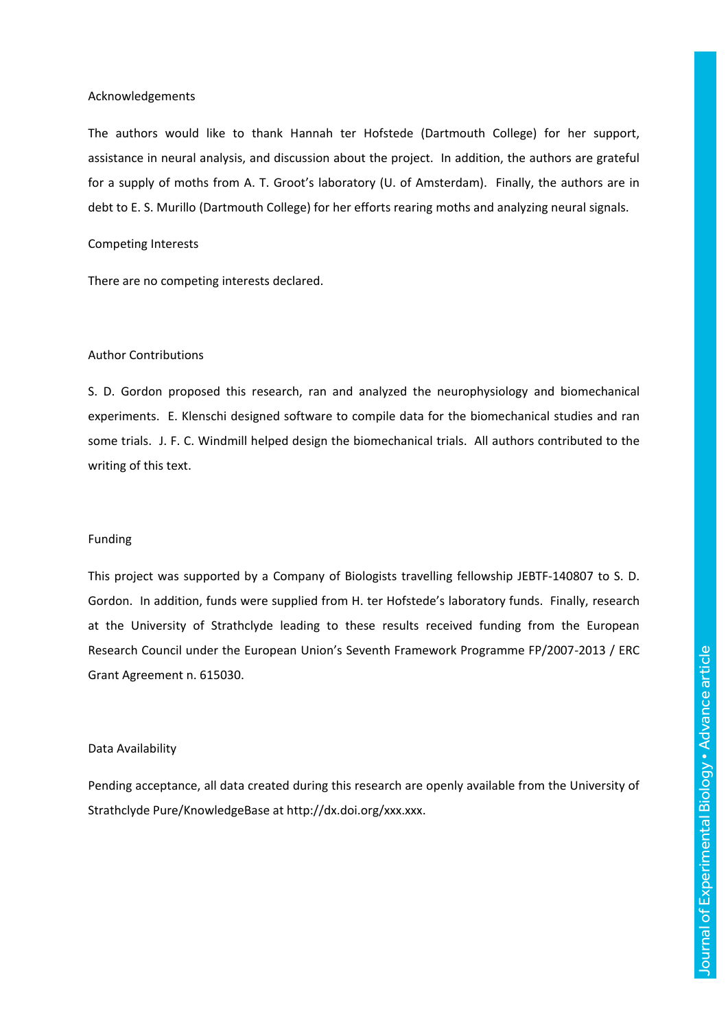## Acknowledgements

The authors would like to thank Hannah ter Hofstede (Dartmouth College) for her support, assistance in neural analysis, and discussion about the project. In addition, the authors are grateful for a supply of moths from A. T. Groot's laboratory (U. of Amsterdam). Finally, the authors are in debt to E. S. Murillo (Dartmouth College) for her efforts rearing moths and analyzing neural signals.

## Competing Interests

There are no competing interests declared.

## Author Contributions

S. D. Gordon proposed this research, ran and analyzed the neurophysiology and biomechanical experiments. E. Klenschi designed software to compile data for the biomechanical studies and ran some trials. J. F. C. Windmill helped design the biomechanical trials. All authors contributed to the writing of this text.

## Funding

This project was supported by a Company of Biologists travelling fellowship JEBTF-140807 to S. D. Gordon. In addition, funds were supplied from H. ter Hofstede's laboratory funds. Finally, research at the University of Strathclyde leading to these results received funding from the European Research Council under the European Union's Seventh Framework Programme FP/2007-2013 / ERC Grant Agreement n. 615030.

## Data Availability

Pending acceptance, all data created during this research are openly available from the University of Strathclyde Pure/KnowledgeBase at http://dx.doi.org/xxx.xxx.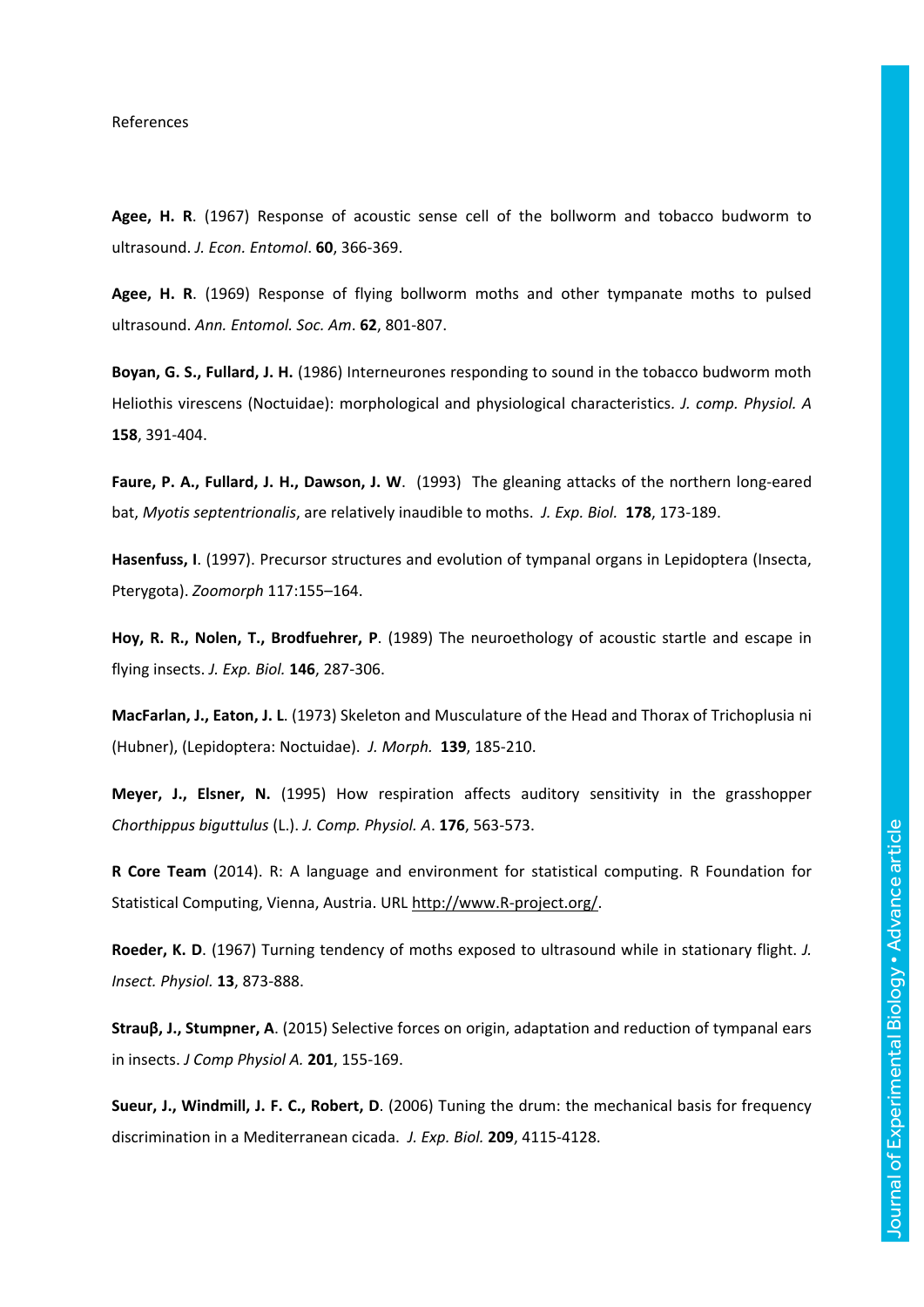References

**Agee, H. R**. (1967) Response of acoustic sense cell of the bollworm and tobacco budworm to ultrasound. *J. Econ. Entomol*. **60**, 366-369.

**Agee, H. R**. (1969) Response of flying bollworm moths and other tympanate moths to pulsed ultrasound. *Ann. Entomol. Soc. Am*. **62**, 801-807.

**Boyan, G. S., Fullard, J. H.** (1986) Interneurones responding to sound in the tobacco budworm moth Heliothis virescens (Noctuidae): morphological and physiological characteristics. *J. comp. Physiol. A* **158**, 391-404.

**Faure, P. A., Fullard, J. H., Dawson, J. W**. (1993) The gleaning attacks of the northern long-eared bat, *Myotis septentrionalis*, are relatively inaudible to moths. *J. Exp. Biol.* **178**, 173-189.

**Hasenfuss, I**. (1997). Precursor structures and evolution of tympanal organs in Lepidoptera (Insecta, Pterygota). *Zoomorph* 117:155–164.

**Hoy, R. R., Nolen, T., Brodfuehrer, P**. (1989) The neuroethology of acoustic startle and escape in flying insects. *J. Exp. Biol.* **146**, 287-306.

**MacFarlan, J., Eaton, J. L**. (1973) Skeleton and Musculature of the Head and Thorax of Trichoplusia ni (Hubner), (Lepidoptera: Noctuidae). *J. Morph.* **139**, 185-210.

**Meyer, J., Elsner, N.** (1995) How respiration affects auditory sensitivity in the grasshopper *Chorthippus biguttulus* (L.). *J. Comp. Physiol. A*. **176**, 563-573.

**R Core Team** (2014). R: A language and environment for statistical computing. R Foundation for Statistical Computing, Vienna, Austria. URL http://www.R-project.org/.

**Roeder, K. D**. (1967) Turning tendency of moths exposed to ultrasound while in stationary flight. *J. Insect. Physiol.* **13**, 873-888.

**Strauβ, J., Stumpner, A**. (2015) Selective forces on origin, adaptation and reduction of tympanal ears in insects. *J Comp Physiol A.* **201**, 155-169.

**Sueur, J., Windmill, J. F. C., Robert, D**. (2006) Tuning the drum: the mechanical basis for frequency discrimination in a Mediterranean cicada. *J. Exp. Biol.* **209**, 4115-4128.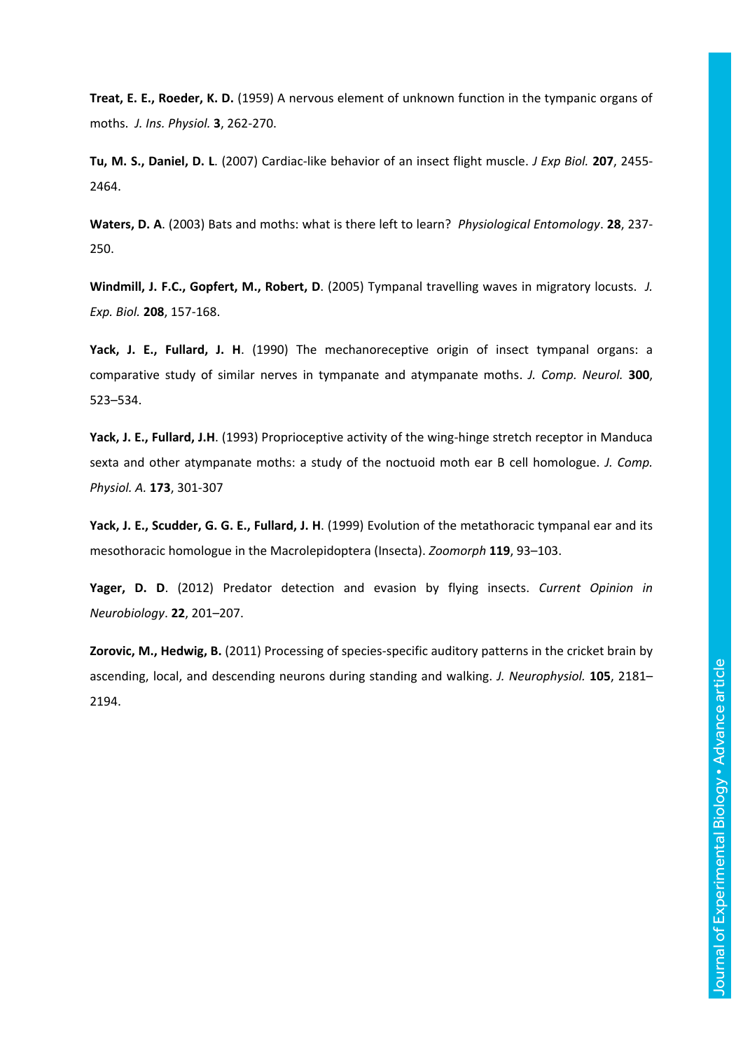**Treat, E. E., Roeder, K. D.** (1959) A nervous element of unknown function in the tympanic organs of moths. *J. Ins. Physiol.* **3**, 262-270.

**Tu, M. S., Daniel, D. L**. (2007) Cardiac-like behavior of an insect flight muscle. *J Exp Biol.* **207**, 2455-2464.

**Waters, D. A**. (2003) Bats and moths: what is there left to learn? *Physiological Entomology*. **28**, 237-250.

**Windmill, J. F.C., Gopfert, M., Robert, D**. (2005) Tympanal travelling waves in migratory locusts. *J. Exp. Biol.* **208**, 157-168.

**Yack, J. E., Fullard, J. H**. (1990) The mechanoreceptive origin of insect tympanal organs: a comparative study of similar nerves in tympanate and atympanate moths. *J. Comp. Neurol.* **300**, 523–534.

**Yack, J. E., Fullard, J.H**. (1993) Proprioceptive activity of the wing-hinge stretch receptor in Manduca sexta and other atympanate moths: a study of the noctuoid moth ear B cell homologue. *J. Comp. Physiol. A.* **173**, 301-307

**Yack, J. E., Scudder, G. G. E., Fullard, J. H**. (1999) Evolution of the metathoracic tympanal ear and its mesothoracic homologue in the Macrolepidoptera (Insecta). *Zoomorph* **119**, 93–103.

**Yager, D. D**. (2012) Predator detection and evasion by flying insects. *Current Opinion in Neurobiology*. **22**, 201–207.

**Zorovic, M., Hedwig, B.** (2011) Processing of species-specific auditory patterns in the cricket brain by ascending, local, and descending neurons during standing and walking. *J. Neurophysiol.* **105**, 2181–2194.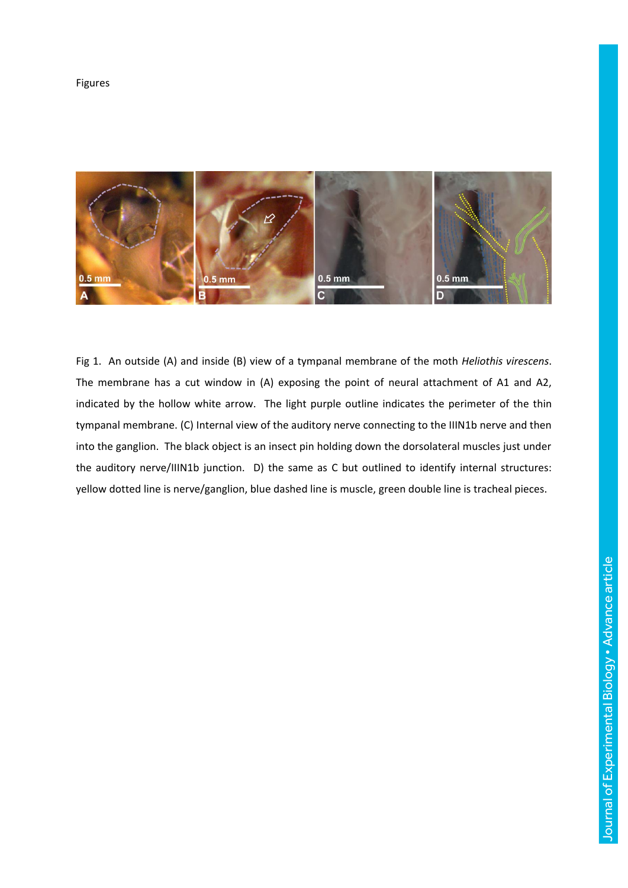Figures

Fig 1. An outside (A) and inside (B) view of a tympanal membrane of the moth *Heliothis virescens*. The membrane has a cut window in (A) exposing the point of neural attachment of A1 and A2, indicated by the hollow white arrow. The light purple outline indicates the perimeter of the thin tympanal membrane. (C) Internal view of the auditory nerve connecting to the IIIN1b nerve and then into the ganglion. The black object is an insect pin holding down the dorsolateral muscles just under the auditory nerve/IIIN1b junction. D) the same as C but outlined to identify internal structures: yellow dotted line is nerve/ganglion, blue dashed line is muscle, green double line is tracheal pieces.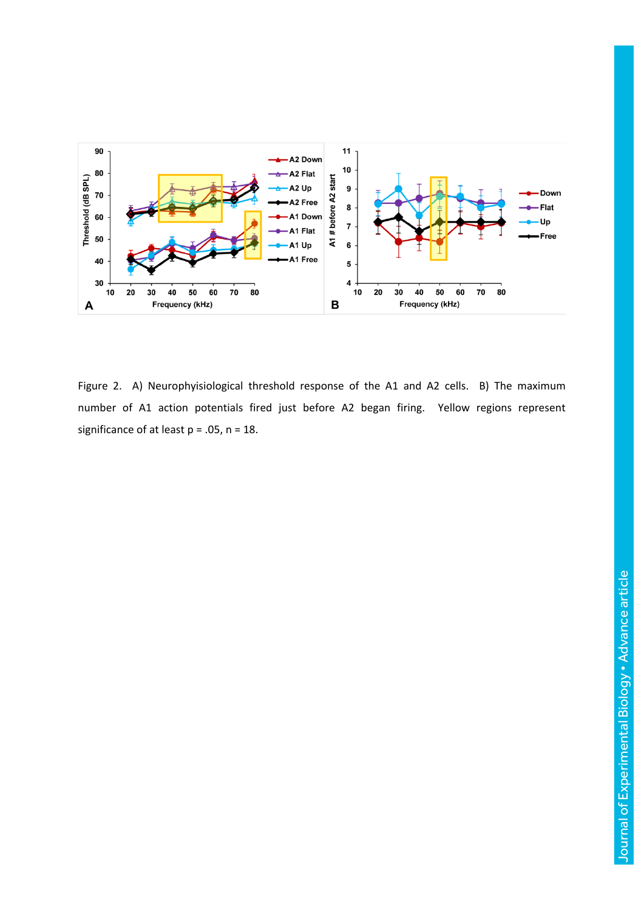Figure 2. A) Neurophyisiological threshold response of the A1 and A2 cells. B) The maximum number of A1 action potentials fired just before A2 began firing. Yellow regions represent significance of at least p = .05, n = 18.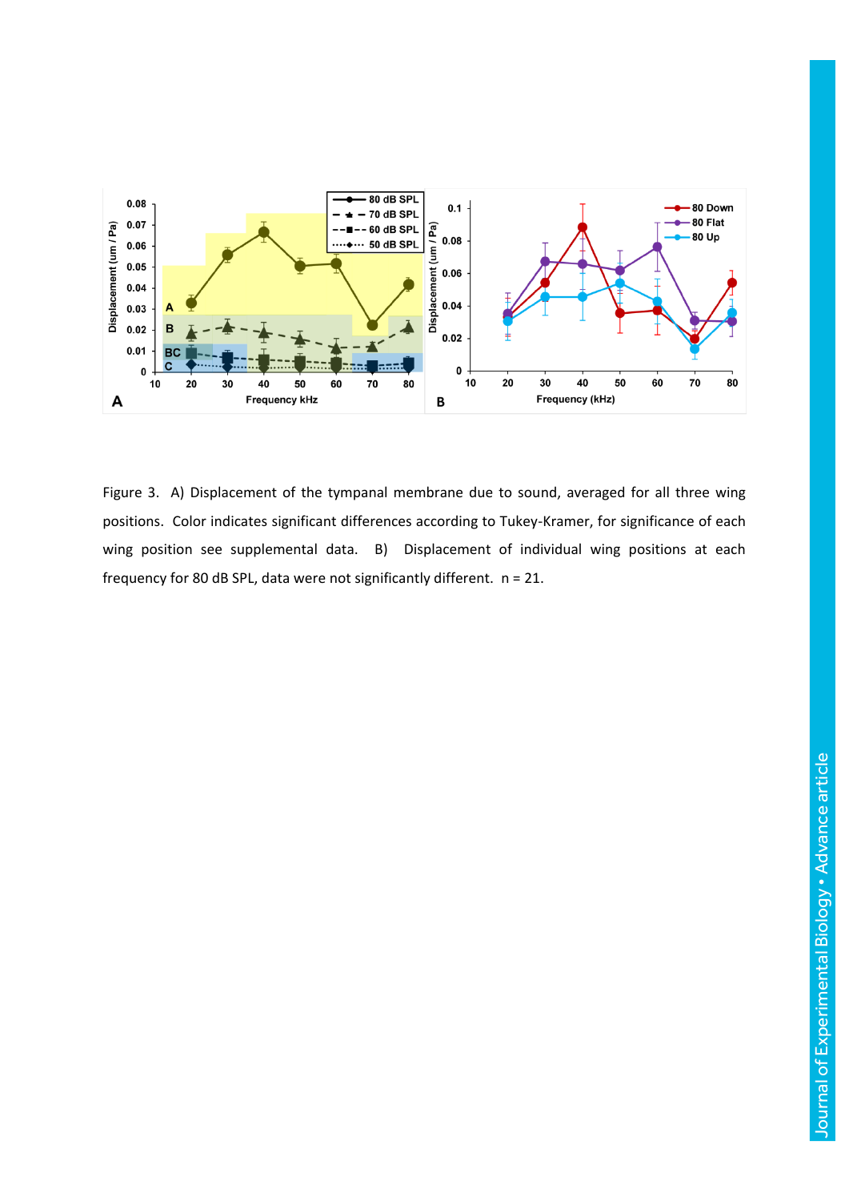Figure 3. A) Displacement of the tympanal membrane due to sound, averaged for all three wing positions. Color indicates significant differences according to Tukey-Kramer, for significance of each wing position see supplemental data. B) Displacement of individual wing positions at each frequency for 80 dB SPL, data were not significantly different. n = 21.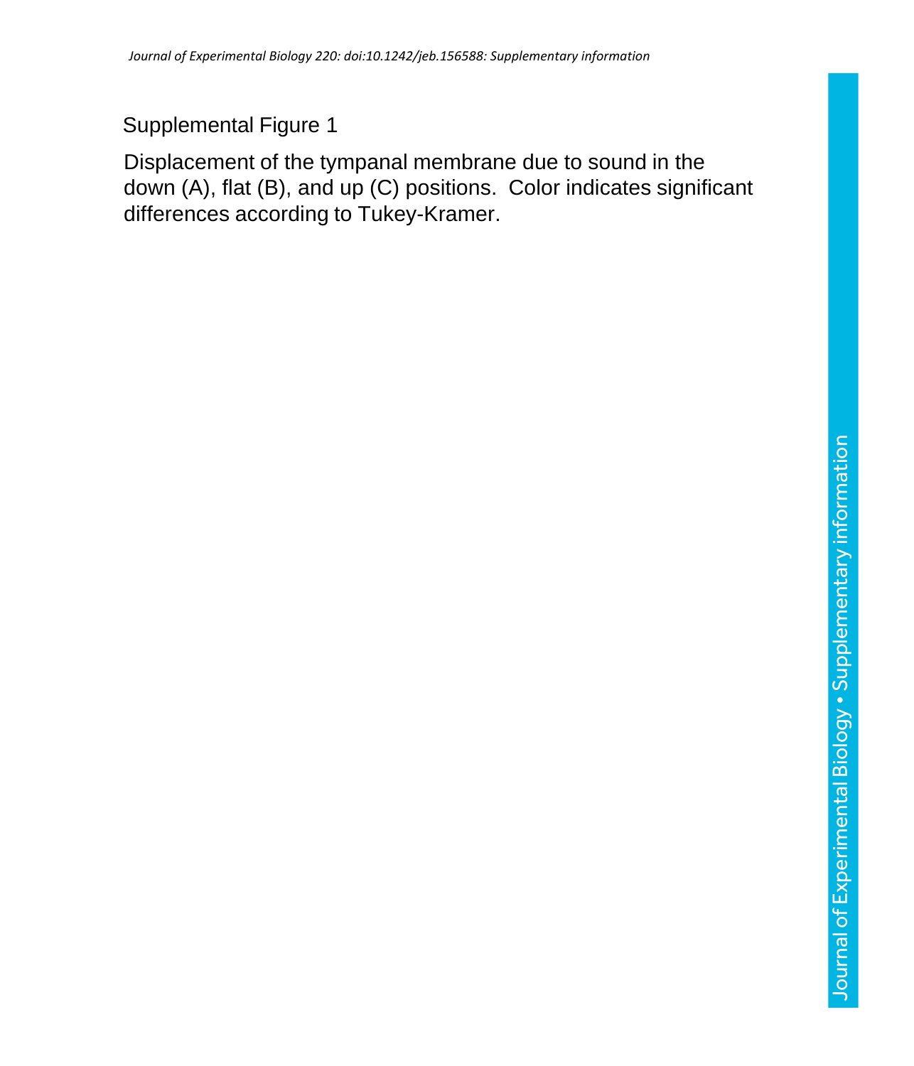Supplemental Figure 1

Displacement of the tympanal membrane due to sound in the down (A), flat (B), and up (C) positions. Color indicates significant differences according to Tukey-Kramer.